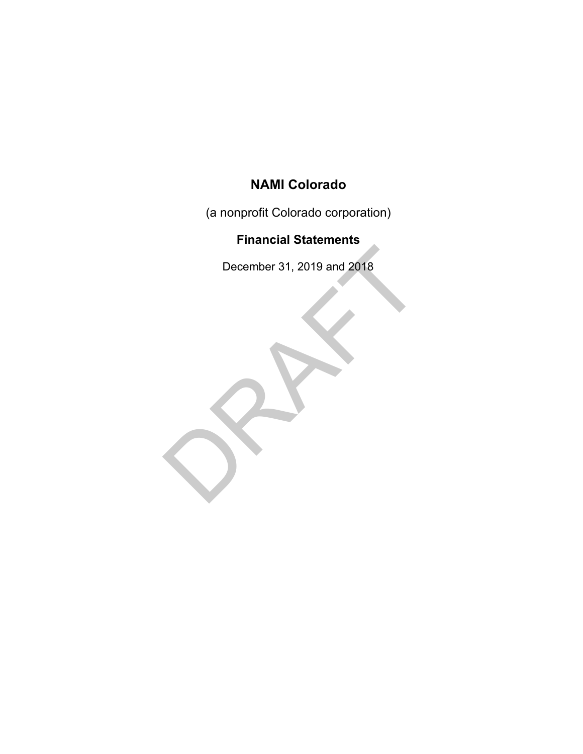# NAMI Colorado

(a nonprofit Colorado corporation)

## Financial Statements

December 31, 2019 and 2018

DRAFT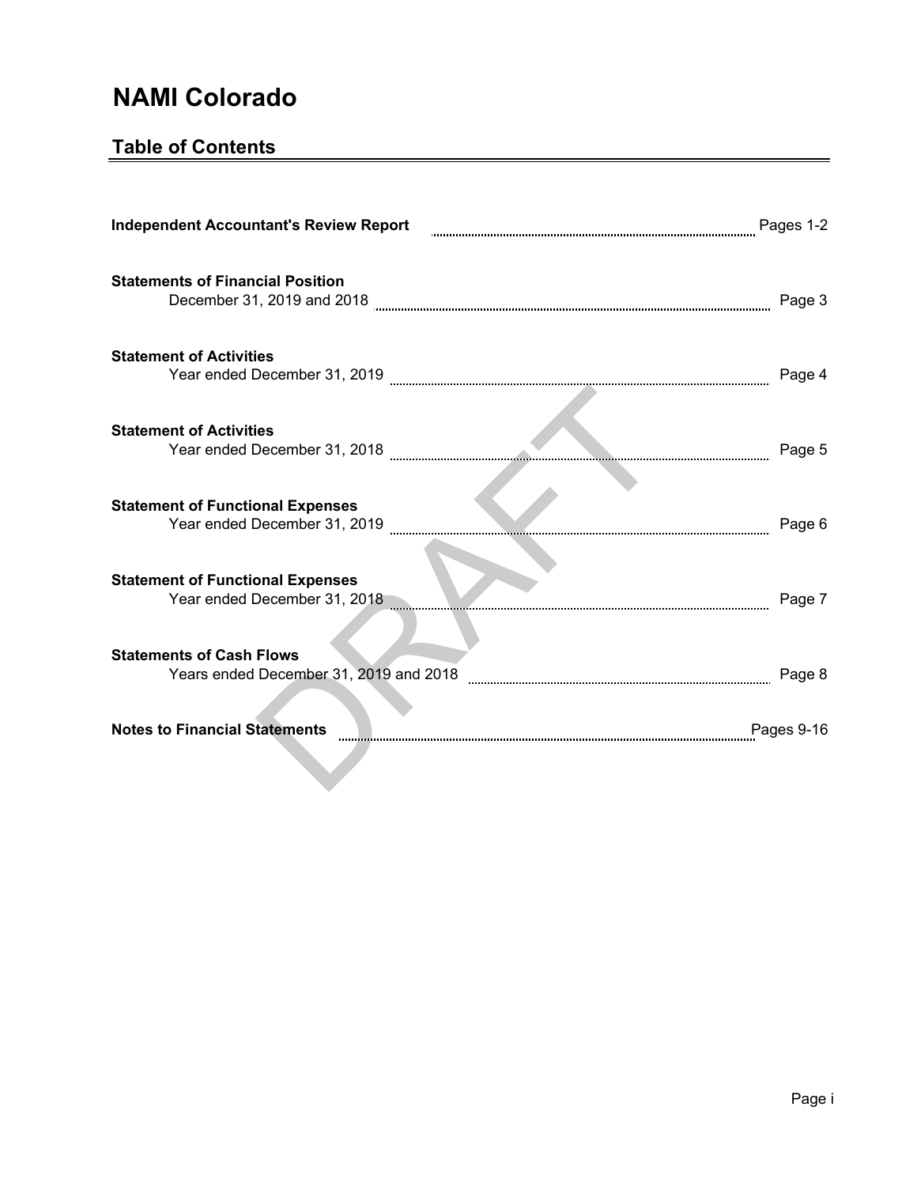# NAMI Colorado

## Table of Contents

| | |
|---|---|
| **Independent Accountant's Review Report** | Pages 1-2 |
| **Statements of Financial Position**<br>December 31, 2019 and 2018 | Page 3 |
| **Statement of Activities**<br>Year ended December 31, 2019 | Page 4 |
| **Statement of Activities**<br>Year ended December 31, 2018 | Page 5 |
| **Statement of Functional Expenses**<br>Year ended December 31, 2019 | Page 6 |
| **Statement of Functional Expenses**<br>Year ended December 31, 2018 | Page 7 |
| **Statements of Cash Flows**<br>Years ended December 31, 2019 and 2018 | Page 8 |
| **Notes to Financial Statements** | Pages 9-16 |

DRAFT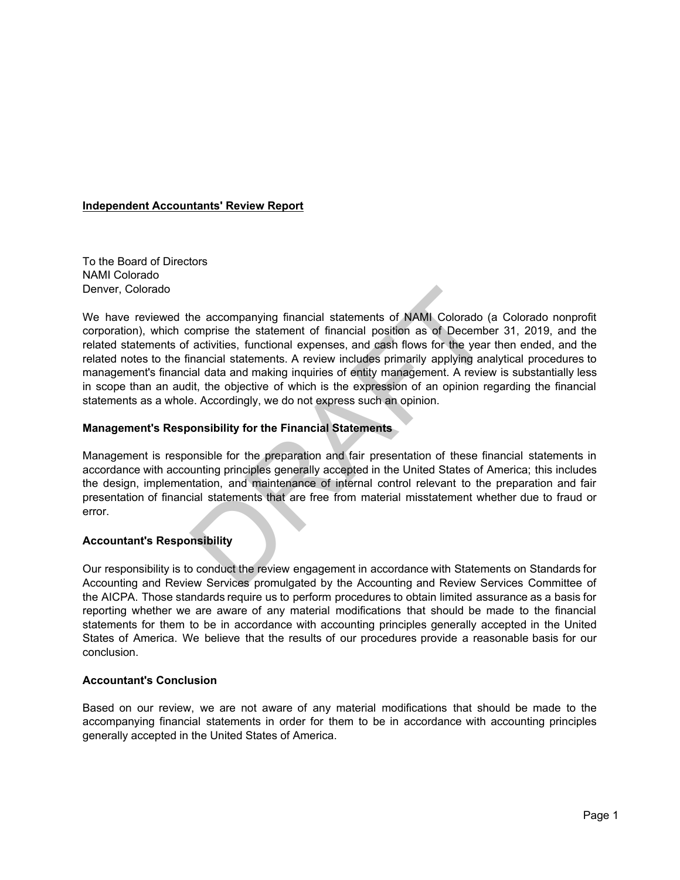**Independent Accountants' Review Report**

To the Board of Directors
NAMI Colorado
Denver, Colorado

We have reviewed the accompanying financial statements of NAMI Colorado (a Colorado nonprofit corporation), which comprise the statement of financial position as of December 31, 2019, and the related statements of activities, functional expenses, and cash flows for the year then ended, and the related notes to the financial statements. A review includes primarily applying analytical procedures to management's financial data and making inquiries of entity management. A review is substantially less in scope than an audit, the objective of which is the expression of an opinion regarding the financial statements as a whole. Accordingly, we do not express such an opinion.

**Management's Responsibility for the Financial Statements**

Management is responsible for the preparation and fair presentation of these financial statements in accordance with accounting principles generally accepted in the United States of America; this includes the design, implementation, and maintenance of internal control relevant to the preparation and fair presentation of financial statements that are free from material misstatement whether due to fraud or error.

**Accountant's Responsibility**

Our responsibility is to conduct the review engagement in accordance with Statements on Standards for Accounting and Review Services promulgated by the Accounting and Review Services Committee of the AICPA. Those standards require us to perform procedures to obtain limited assurance as a basis for reporting whether we are aware of any material modifications that should be made to the financial statements for them to be in accordance with accounting principles generally accepted in the United States of America. We believe that the results of our procedures provide a reasonable basis for our conclusion.

**Accountant's Conclusion**

Based on our review, we are not aware of any material modifications that should be made to the accompanying financial statements in order for them to be in accordance with accounting principles generally accepted in the United States of America.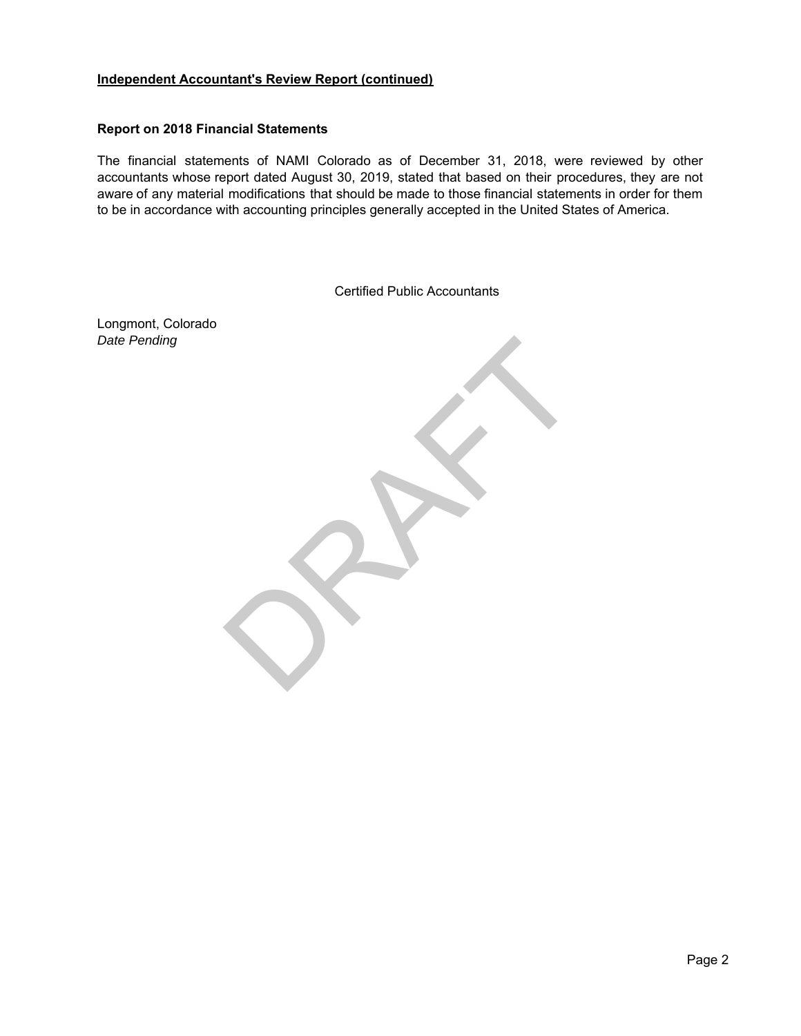**Independent Accountant's Review Report (continued)**

**Report on 2018 Financial Statements**

The financial statements of NAMI Colorado as of December 31, 2018, were reviewed by other accountants whose report dated August 30, 2019, stated that based on their procedures, they are not aware of any material modifications that should be made to those financial statements in order for them to be in accordance with accounting principles generally accepted in the United States of America.

Certified Public Accountants

Longmont, Colorado
*Date Pending*

DRAFT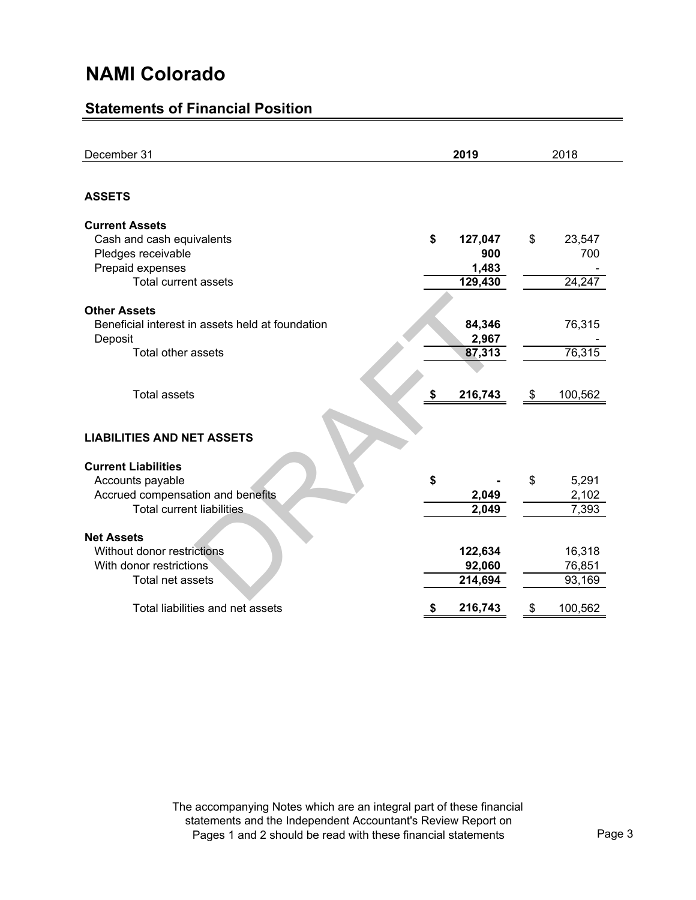# NAMI Colorado

## Statements of Financial Position

| December 31 | 2019 | 2018 |
|---|---|---|
| **ASSETS** | | |
| **Current Assets** | | |
| Cash and cash equivalents | $ 127,047 | $ 23,547 |
| Pledges receivable | 900 | 700 |
| Prepaid expenses | 1,483 | - |
| Total current assets | 129,430 | 24,247 |
| **Other Assets** | | |
| Beneficial interest in assets held at foundation | 84,346 | 76,315 |
| Deposit | 2,967 | - |
| Total other assets | 87,313 | 76,315 |
| Total assets | $ 216,743 | $ 100,562 |
| **LIABILITIES AND NET ASSETS** | | |
| **Current Liabilities** | | |
| Accounts payable | $ - | $ 5,291 |
| Accrued compensation and benefits | 2,049 | 2,102 |
| Total current liabilities | 2,049 | 7,393 |
| **Net Assets** | | |
| Without donor restrictions | 122,634 | 16,318 |
| With donor restrictions | 92,060 | 76,851 |
| Total net assets | 214,694 | 93,169 |
| Total liabilities and net assets | $ 216,743 | $ 100,562 |

The accompanying Notes which are an integral part of these financial statements and the Independent Accountant's Review Report on Pages 1 and 2 should be read with these financial statements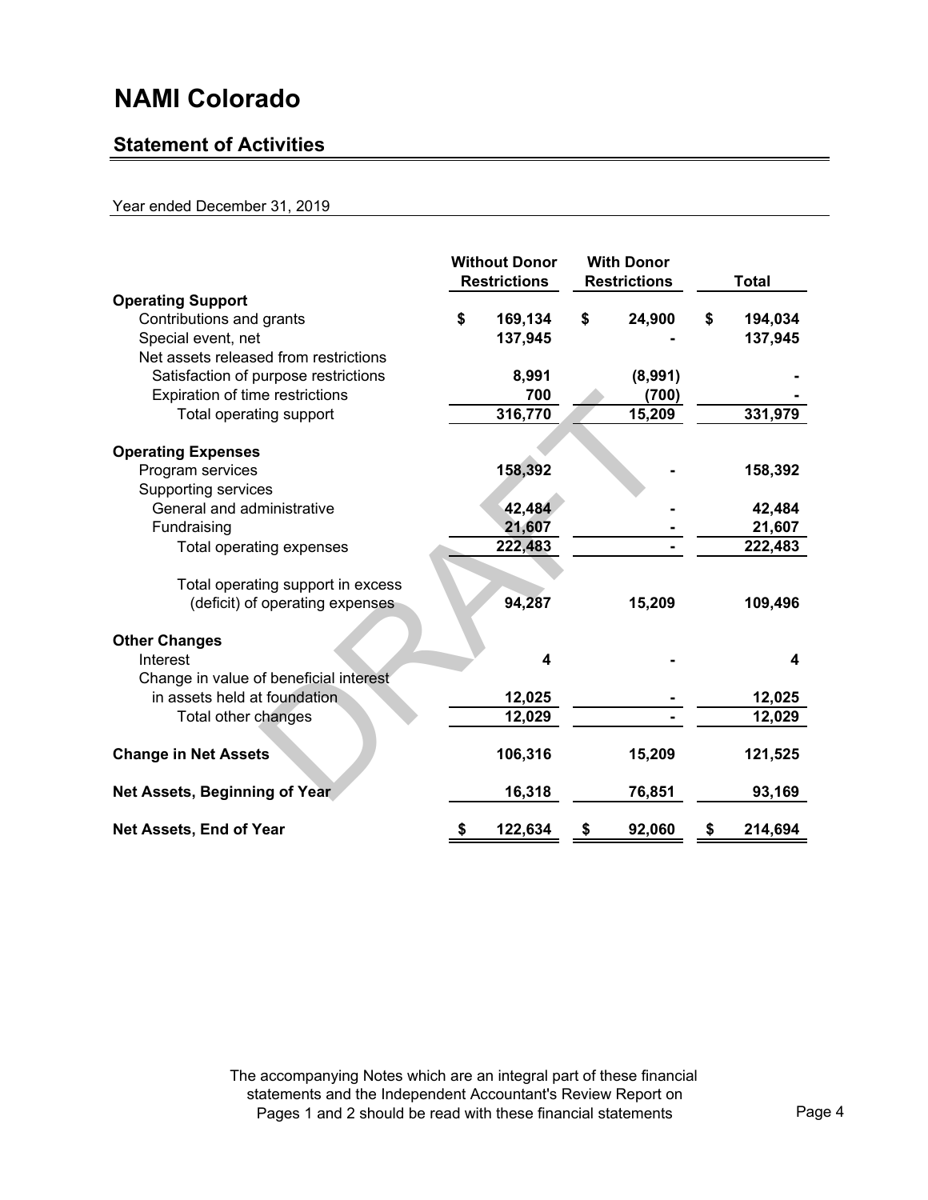# NAMI Colorado

## Statement of Activities

Year ended December 31, 2019

| | Without Donor Restrictions | With Donor Restrictions | Total |
|---|---|---|---|
| **Operating Support** | | | |
| Contributions and grants | $ 169,134 | $ 24,900 | $ 194,034 |
| Special event, net | 137,945 | - | 137,945 |
| Net assets released from restrictions | | | |
| Satisfaction of purpose restrictions | 8,991 | (8,991) | - |
| Expiration of time restrictions | 700 | (700) | - |
| Total operating support | 316,770 | 15,209 | 331,979 |
| **Operating Expenses** | | | |
| Program services | 158,392 | - | 158,392 |
| Supporting services | | | |
| General and administrative | 42,484 | - | 42,484 |
| Fundraising | 21,607 | - | 21,607 |
| Total operating expenses | 222,483 | - | 222,483 |
| Total operating support in excess (deficit) of operating expenses | 94,287 | 15,209 | 109,496 |
| **Other Changes** | | | |
| Interest | 4 | - | 4 |
| Change in value of beneficial interest in assets held at foundation | 12,025 | - | 12,025 |
| Total other changes | 12,029 | - | 12,029 |
| **Change in Net Assets** | 106,316 | 15,209 | 121,525 |
| **Net Assets, Beginning of Year** | 16,318 | 76,851 | 93,169 |
| **Net Assets, End of Year** | $ 122,634 | $ 92,060 | $ 214,694 |

DRAFT

The accompanying Notes which are an integral part of these financial statements and the Independent Accountant's Review Report on Pages 1 and 2 should be read with these financial statements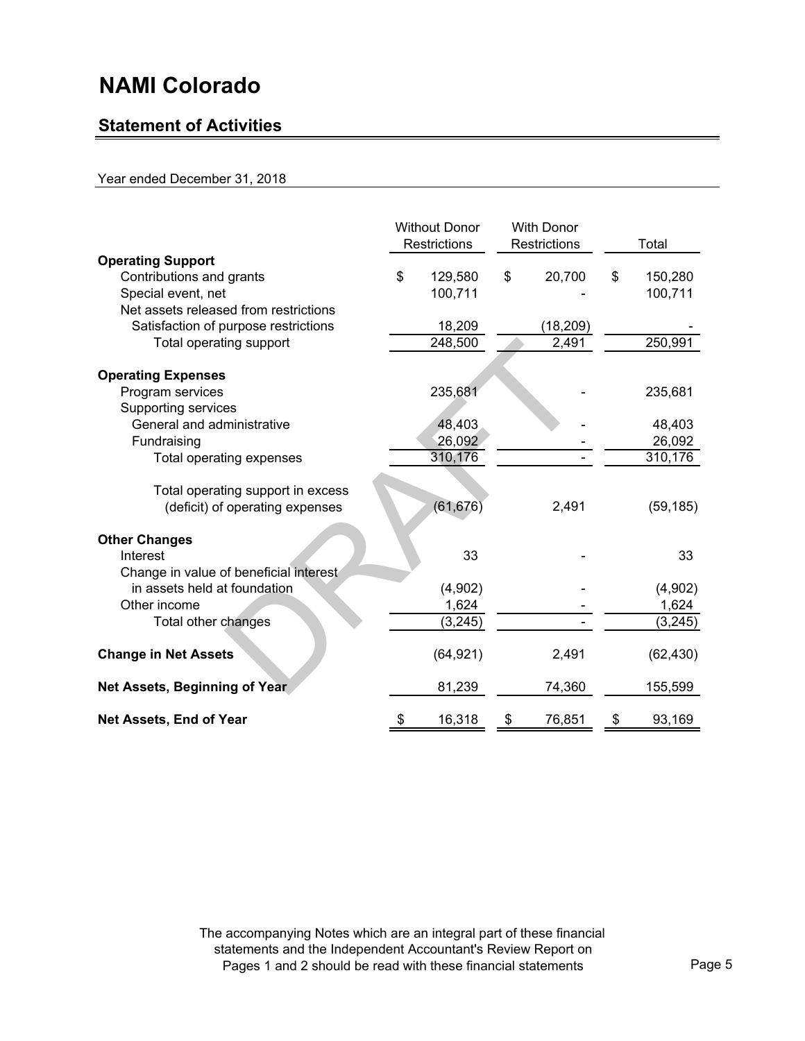# NAMI Colorado

## Statement of Activities

Year ended December 31, 2018

| | Without Donor Restrictions | With Donor Restrictions | Total |
|---|---|---|---|
| **Operating Support** | | | |
| Contributions and grants | $ 129,580 | $ 20,700 | $ 150,280 |
| Special event, net | 100,711 | - | 100,711 |
| Net assets released from restrictions | | | |
| Satisfaction of purpose restrictions | 18,209 | (18,209) | - |
| Total operating support | 248,500 | 2,491 | 250,991 |
| **Operating Expenses** | | | |
| Program services | 235,681 | - | 235,681 |
| Supporting services | | | |
| General and administrative | 48,403 | - | 48,403 |
| Fundraising | 26,092 | - | 26,092 |
| Total operating expenses | 310,176 | - | 310,176 |
| Total operating support in excess (deficit) of operating expenses | (61,676) | 2,491 | (59,185) |
| **Other Changes** | | | |
| Interest | 33 | - | 33 |
| Change in value of beneficial interest in assets held at foundation | (4,902) | - | (4,902) |
| Other income | 1,624 | - | 1,624 |
| Total other changes | (3,245) | - | (3,245) |
| **Change in Net Assets** | (64,921) | 2,491 | (62,430) |
| **Net Assets, Beginning of Year** | 81,239 | 74,360 | 155,599 |
| **Net Assets, End of Year** | $ 16,318 | $ 76,851 | $ 93,169 |

The accompanying Notes which are an integral part of these financial statements and the Independent Accountant's Review Report on Pages 1 and 2 should be read with these financial statements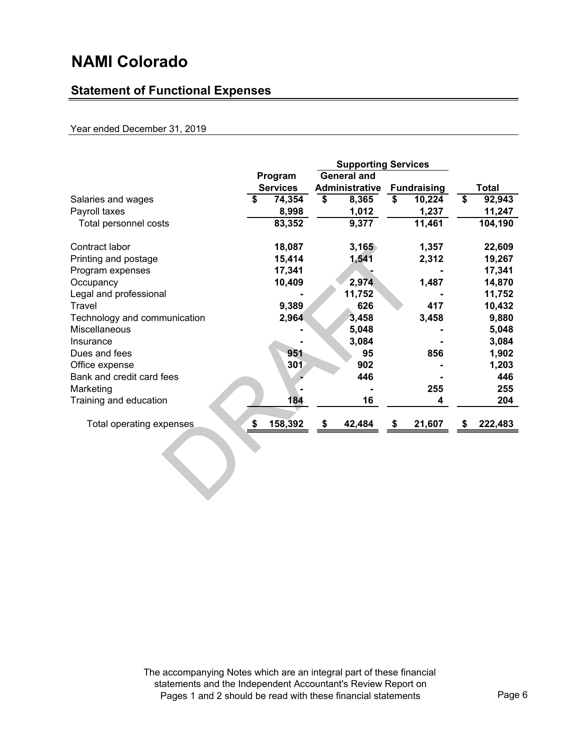# NAMI Colorado

## Statement of Functional Expenses

Year ended December 31, 2019

| | Program Services | Supporting Services | | Total |
|---|---|---|---|---|
| | | General and Administrative | Fundraising | |
| Salaries and wages | $ 74,354 | $ 8,365 | $ 10,224 | $ 92,943 |
| Payroll taxes | 8,998 | 1,012 | 1,237 | 11,247 |
| Total personnel costs | 83,352 | 9,377 | 11,461 | 104,190 |
| Contract labor | 18,087 | 3,165 | 1,357 | 22,609 |
| Printing and postage | 15,414 | 1,541 | 2,312 | 19,267 |
| Program expenses | 17,341 | - | - | 17,341 |
| Occupancy | 10,409 | 2,974 | 1,487 | 14,870 |
| Legal and professional | - | 11,752 | - | 11,752 |
| Travel | 9,389 | 626 | 417 | 10,432 |
| Technology and communication | 2,964 | 3,458 | 3,458 | 9,880 |
| Miscellaneous | - | 5,048 | - | 5,048 |
| Insurance | - | 3,084 | - | 3,084 |
| Dues and fees | 951 | 95 | 856 | 1,902 |
| Office expense | 301 | 902 | - | 1,203 |
| Bank and credit card fees | - | 446 | - | 446 |
| Marketing | - | - | 255 | 255 |
| Training and education | 184 | 16 | 4 | 204 |
| Total operating expenses | $ 158,392 | $ 42,484 | $ 21,607 | $ 222,483 |

The accompanying Notes which are an integral part of these financial statements and the Independent Accountant's Review Report on Pages 1 and 2 should be read with these financial statements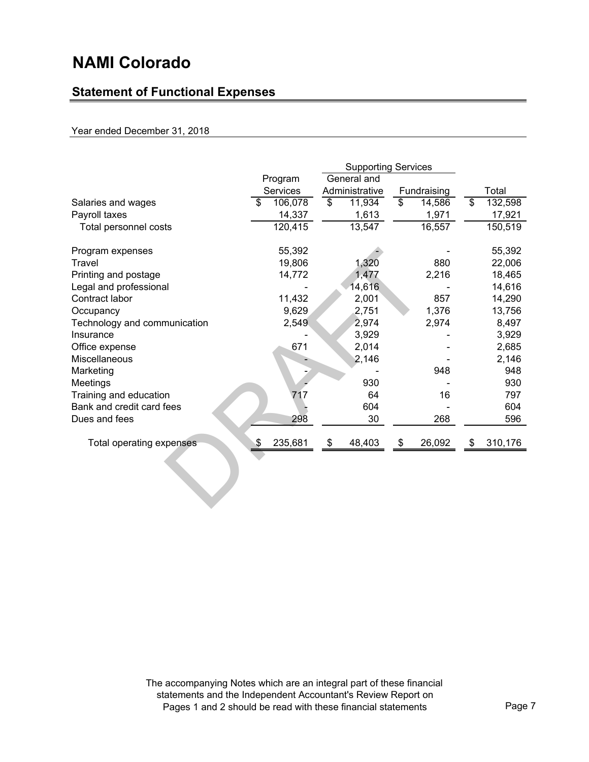# NAMI Colorado

## Statement of Functional Expenses

Year ended December 31, 2018

| | Program Services | Supporting Services | | Total |
|---|---|---|---|---|
| | | General and Administrative | Fundraising | |
| Salaries and wages | $ 106,078 | $ 11,934 | $ 14,586 | $ 132,598 |
| Payroll taxes | 14,337 | 1,613 | 1,971 | 17,921 |
| Total personnel costs | 120,415 | 13,547 | 16,557 | 150,519 |
| Program expenses | 55,392 | - | - | 55,392 |
| Travel | 19,806 | 1,320 | 880 | 22,006 |
| Printing and postage | 14,772 | 1,477 | 2,216 | 18,465 |
| Legal and professional | - | 14,616 | - | 14,616 |
| Contract labor | 11,432 | 2,001 | 857 | 14,290 |
| Occupancy | 9,629 | 2,751 | 1,376 | 13,756 |
| Technology and communication | 2,549 | 2,974 | 2,974 | 8,497 |
| Insurance | - | 3,929 | - | 3,929 |
| Office expense | 671 | 2,014 | - | 2,685 |
| Miscellaneous | - | 2,146 | - | 2,146 |
| Marketing | - | - | 948 | 948 |
| Meetings | - | 930 | - | 930 |
| Training and education | 717 | 64 | 16 | 797 |
| Bank and credit card fees | - | 604 | - | 604 |
| Dues and fees | 298 | 30 | 268 | 596 |
| Total operating expenses | $ 235,681 | $ 48,403 | $ 26,092 | $ 310,176 |

DRAFT

The accompanying Notes which are an integral part of these financial statements and the Independent Accountant's Review Report on Pages 1 and 2 should be read with these financial statements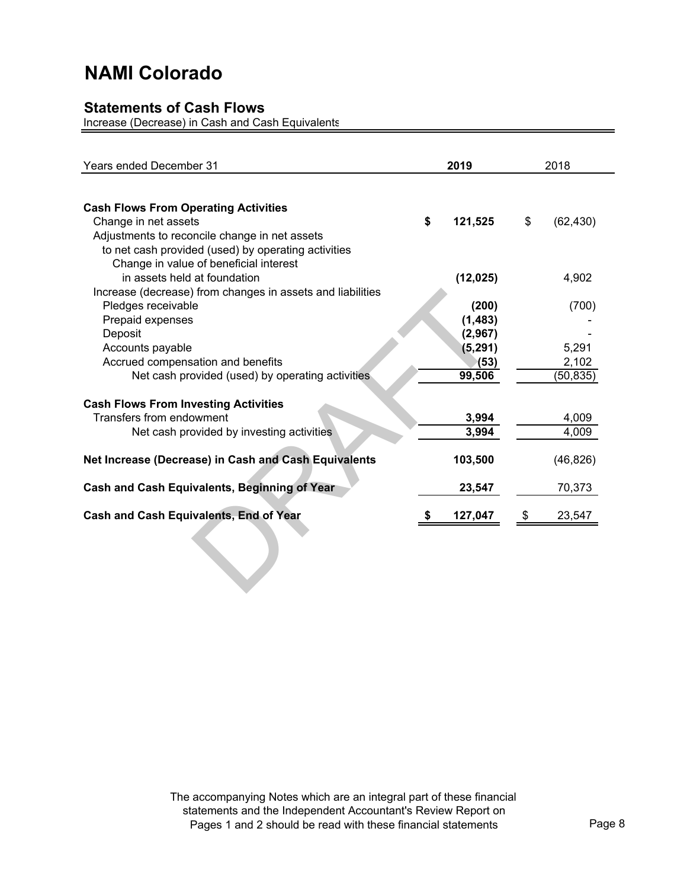# NAMI Colorado

## Statements of Cash Flows

Increase (Decrease) in Cash and Cash Equivalents

| Years ended December 31 | 2019 | 2018 |
|---|---|---|
| **Cash Flows From Operating Activities** | | |
| Change in net assets | **$ 121,525** | $ (62,430) |
| Adjustments to reconcile change in net assets to net cash provided (used) by operating activities | | |
| Change in value of beneficial interest in assets held at foundation | **(12,025)** | 4,902 |
| Increase (decrease) from changes in assets and liabilities | | |
| Pledges receivable | **(200)** | (700) |
| Prepaid expenses | **(1,483)** | - |
| Deposit | **(2,967)** | - |
| Accounts payable | **(5,291)** | 5,291 |
| Accrued compensation and benefits | **(53)** | 2,102 |
| Net cash provided (used) by operating activities | **99,506** | (50,835) |
| **Cash Flows From Investing Activities** | | |
| Transfers from endowment | **3,994** | 4,009 |
| Net cash provided by investing activities | **3,994** | 4,009 |
| **Net Increase (Decrease) in Cash and Cash Equivalents** | **103,500** | (46,826) |
| **Cash and Cash Equivalents, Beginning of Year** | **23,547** | 70,373 |
| **Cash and Cash Equivalents, End of Year** | **$ 127,047** | $ 23,547 |

DRAFT

The accompanying Notes which are an integral part of these financial statements and the Independent Accountant's Review Report on Pages 1 and 2 should be read with these financial statements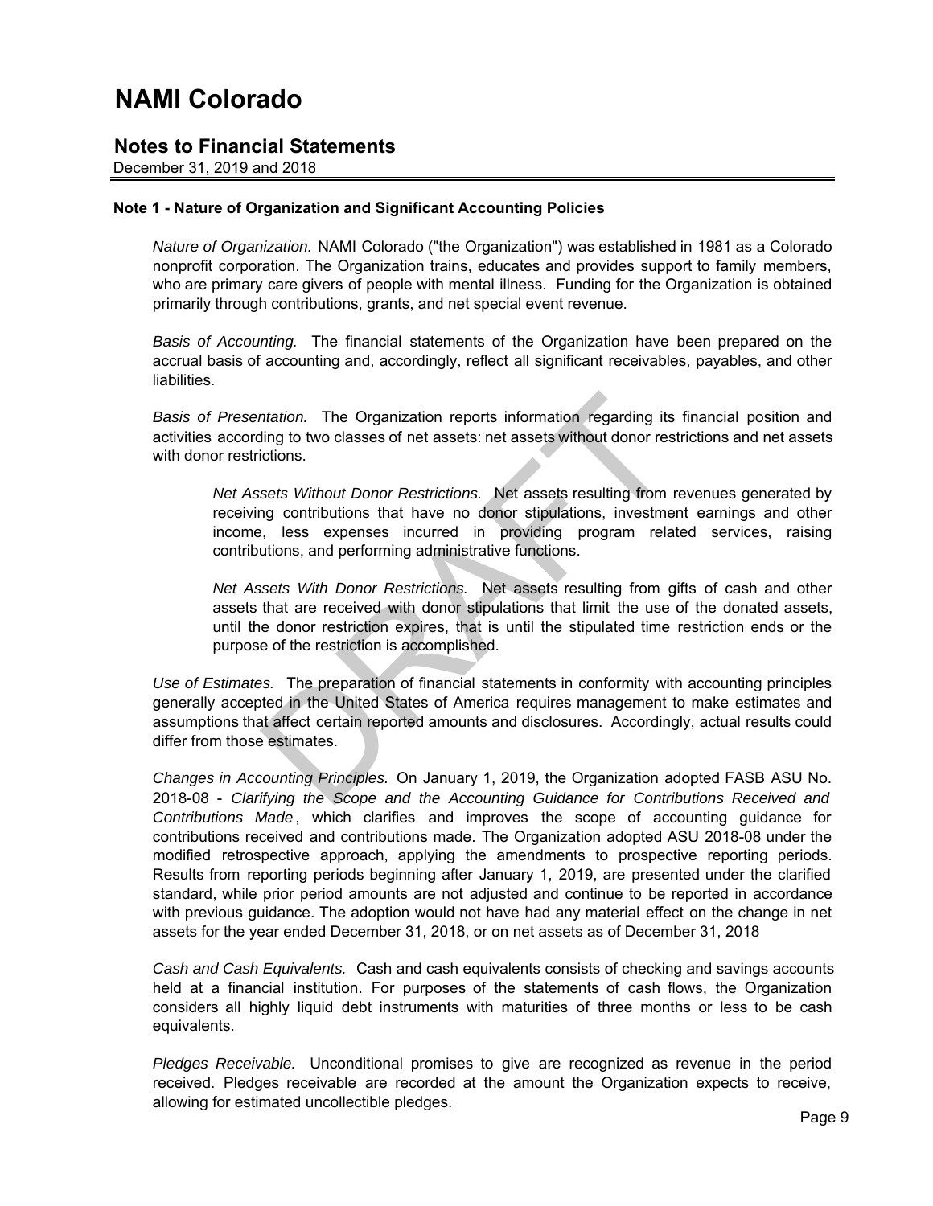# NAMI Colorado

## Notes to Financial Statements

December 31, 2019 and 2018

**Note 1 - Nature of Organization and Significant Accounting Policies**

*Nature of Organization.* NAMI Colorado ("the Organization") was established in 1981 as a Colorado nonprofit corporation. The Organization trains, educates and provides support to family members, who are primary care givers of people with mental illness. Funding for the Organization is obtained primarily through contributions, grants, and net special event revenue.

*Basis of Accounting.* The financial statements of the Organization have been prepared on the accrual basis of accounting and, accordingly, reflect all significant receivables, payables, and other liabilities.

*Basis of Presentation.* The Organization reports information regarding its financial position and activities according to two classes of net assets: net assets without donor restrictions and net assets with donor restrictions.

> *Net Assets Without Donor Restrictions.* Net assets resulting from revenues generated by receiving contributions that have no donor stipulations, investment earnings and other income, less expenses incurred in providing program related services, raising contributions, and performing administrative functions.
>
> *Net Assets With Donor Restrictions.* Net assets resulting from gifts of cash and other assets that are received with donor stipulations that limit the use of the donated assets, until the donor restriction expires, that is until the stipulated time restriction ends or the purpose of the restriction is accomplished.

*Use of Estimates.* The preparation of financial statements in conformity with accounting principles generally accepted in the United States of America requires management to make estimates and assumptions that affect certain reported amounts and disclosures. Accordingly, actual results could differ from those estimates.

*Changes in Accounting Principles.* On January 1, 2019, the Organization adopted FASB ASU No. 2018-08 - *Clarifying the Scope and the Accounting Guidance for Contributions Received and Contributions Made*, which clarifies and improves the scope of accounting guidance for contributions received and contributions made. The Organization adopted ASU 2018-08 under the modified retrospective approach, applying the amendments to prospective reporting periods. Results from reporting periods beginning after January 1, 2019, are presented under the clarified standard, while prior period amounts are not adjusted and continue to be reported in accordance with previous guidance. The adoption would not have had any material effect on the change in net assets for the year ended December 31, 2018, or on net assets as of December 31, 2018

*Cash and Cash Equivalents.* Cash and cash equivalents consists of checking and savings accounts held at a financial institution. For purposes of the statements of cash flows, the Organization considers all highly liquid debt instruments with maturities of three months or less to be cash equivalents.

*Pledges Receivable.* Unconditional promises to give are recognized as revenue in the period received. Pledges receivable are recorded at the amount the Organization expects to receive, allowing for estimated uncollectible pledges.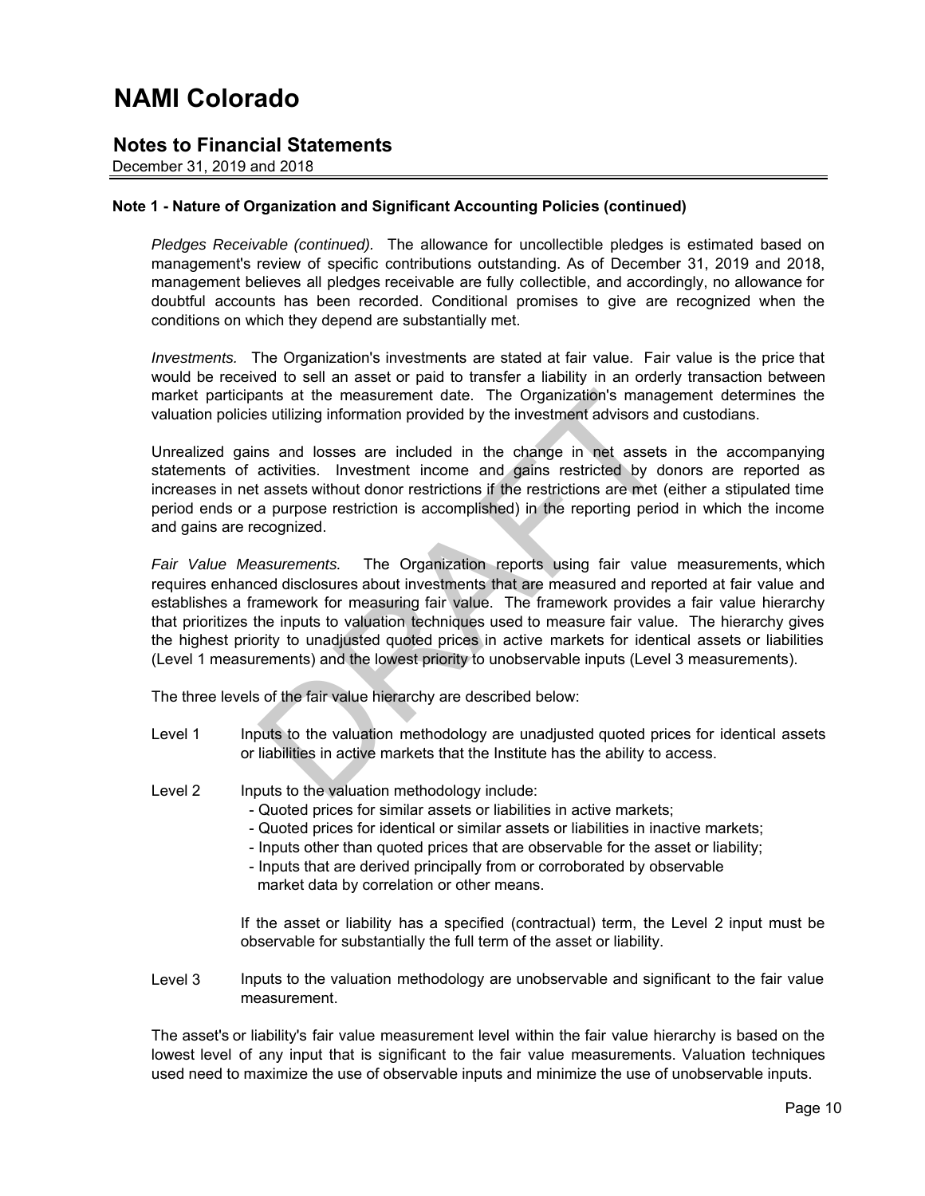# NAMI Colorado

## Notes to Financial Statements

December 31, 2019 and 2018

### Note 1 - Nature of Organization and Significant Accounting Policies (continued)

*Pledges Receivable (continued).* The allowance for uncollectible pledges is estimated based on management's review of specific contributions outstanding. As of December 31, 2019 and 2018, management believes all pledges receivable are fully collectible, and accordingly, no allowance for doubtful accounts has been recorded. Conditional promises to give are recognized when the conditions on which they depend are substantially met.

*Investments.* The Organization's investments are stated at fair value. Fair value is the price that would be received to sell an asset or paid to transfer a liability in an orderly transaction between market participants at the measurement date. The Organization's management determines the valuation policies utilizing information provided by the investment advisors and custodians.

Unrealized gains and losses are included in the change in net assets in the accompanying statements of activities. Investment income and gains restricted by donors are reported as increases in net assets without donor restrictions if the restrictions are met (either a stipulated time period ends or a purpose restriction is accomplished) in the reporting period in which the income and gains are recognized.

*Fair Value Measurements.* The Organization reports using fair value measurements, which requires enhanced disclosures about investments that are measured and reported at fair value and establishes a framework for measuring fair value. The framework provides a fair value hierarchy that prioritizes the inputs to valuation techniques used to measure fair value. The hierarchy gives the highest priority to unadjusted quoted prices in active markets for identical assets or liabilities (Level 1 measurements) and the lowest priority to unobservable inputs (Level 3 measurements).

The three levels of the fair value hierarchy are described below:

Level 1 Inputs to the valuation methodology are unadjusted quoted prices for identical assets or liabilities in active markets that the Institute has the ability to access.

Level 2 Inputs to the valuation methodology include:

- Quoted prices for similar assets or liabilities in active markets;
- Quoted prices for identical or similar assets or liabilities in inactive markets;
- Inputs other than quoted prices that are observable for the asset or liability;
- Inputs that are derived principally from or corroborated by observable market data by correlation or other means.

If the asset or liability has a specified (contractual) term, the Level 2 input must be observable for substantially the full term of the asset or liability.

Level 3 Inputs to the valuation methodology are unobservable and significant to the fair value measurement.

The asset's or liability's fair value measurement level within the fair value hierarchy is based on the lowest level of any input that is significant to the fair value measurements. Valuation techniques used need to maximize the use of observable inputs and minimize the use of unobservable inputs.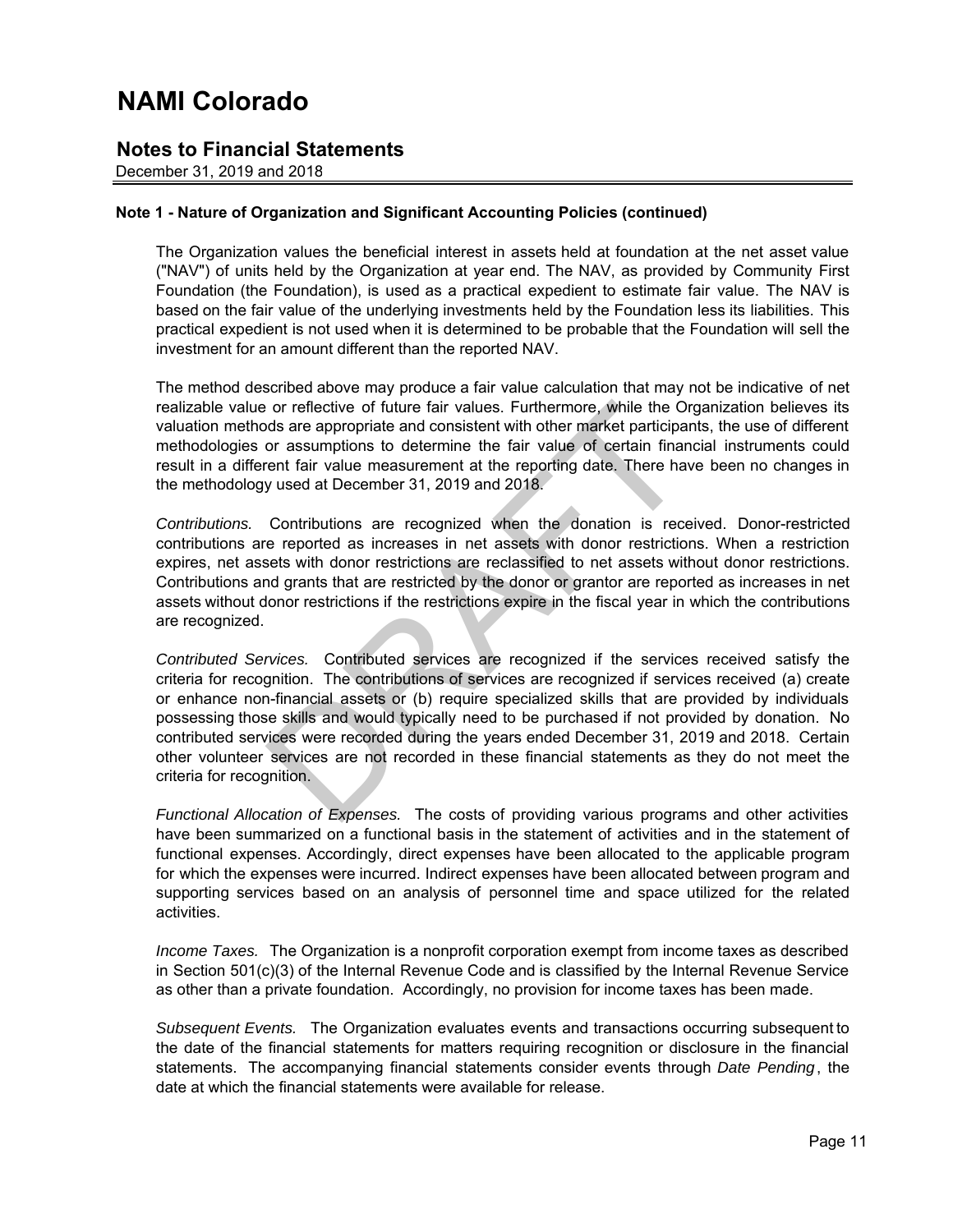# NAMI Colorado

## Notes to Financial Statements

December 31, 2019 and 2018

### Note 1 - Nature of Organization and Significant Accounting Policies (continued)

The Organization values the beneficial interest in assets held at foundation at the net asset value ("NAV") of units held by the Organization at year end. The NAV, as provided by Community First Foundation (the Foundation), is used as a practical expedient to estimate fair value. The NAV is based on the fair value of the underlying investments held by the Foundation less its liabilities. This practical expedient is not used when it is determined to be probable that the Foundation will sell the investment for an amount different than the reported NAV.

The method described above may produce a fair value calculation that may not be indicative of net realizable value or reflective of future fair values. Furthermore, while the Organization believes its valuation methods are appropriate and consistent with other market participants, the use of different methodologies or assumptions to determine the fair value of certain financial instruments could result in a different fair value measurement at the reporting date. There have been no changes in the methodology used at December 31, 2019 and 2018.

*Contributions.* Contributions are recognized when the donation is received. Donor-restricted contributions are reported as increases in net assets with donor restrictions. When a restriction expires, net assets with donor restrictions are reclassified to net assets without donor restrictions. Contributions and grants that are restricted by the donor or grantor are reported as increases in net assets without donor restrictions if the restrictions expire in the fiscal year in which the contributions are recognized.

*Contributed Services.* Contributed services are recognized if the services received satisfy the criteria for recognition. The contributions of services are recognized if services received (a) create or enhance non-financial assets or (b) require specialized skills that are provided by individuals possessing those skills and would typically need to be purchased if not provided by donation. No contributed services were recorded during the years ended December 31, 2019 and 2018. Certain other volunteer services are not recorded in these financial statements as they do not meet the criteria for recognition.

*Functional Allocation of Expenses.* The costs of providing various programs and other activities have been summarized on a functional basis in the statement of activities and in the statement of functional expenses. Accordingly, direct expenses have been allocated to the applicable program for which the expenses were incurred. Indirect expenses have been allocated between program and supporting services based on an analysis of personnel time and space utilized for the related activities.

*Income Taxes.* The Organization is a nonprofit corporation exempt from income taxes as described in Section 501(c)(3) of the Internal Revenue Code and is classified by the Internal Revenue Service as other than a private foundation. Accordingly, no provision for income taxes has been made.

*Subsequent Events.* The Organization evaluates events and transactions occurring subsequent to the date of the financial statements for matters requiring recognition or disclosure in the financial statements. The accompanying financial statements consider events through *Date Pending*, the date at which the financial statements were available for release.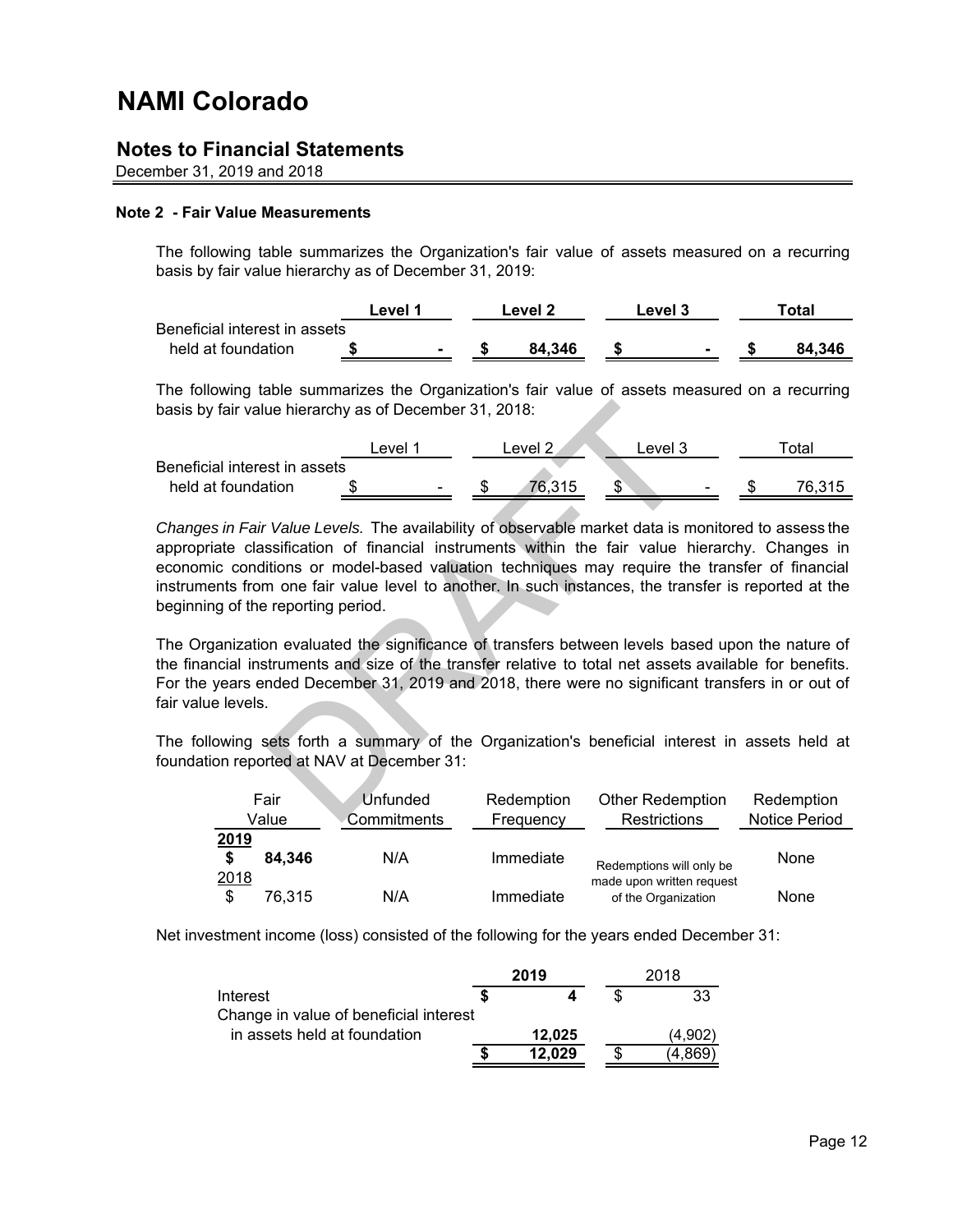# NAMI Colorado

## Notes to Financial Statements

December 31, 2019 and 2018

**Note 2 - Fair Value Measurements**

The following table summarizes the Organization's fair value of assets measured on a recurring basis by fair value hierarchy as of December 31, 2019:

| | Level 1 | Level 2 | Level 3 | Total |
|---|---|---|---|---|
| Beneficial interest in assets held at foundation | **$ -** | **$ 84,346** | **$ -** | **$ 84,346** |

The following table summarizes the Organization's fair value of assets measured on a recurring basis by fair value hierarchy as of December 31, 2018:

| | Level 1 | Level 2 | Level 3 | Total |
|---|---|---|---|---|
| Beneficial interest in assets held at foundation | $ - | $ 76,315 | $ - | $ 76,315 |

*Changes in Fair Value Levels.* The availability of observable market data is monitored to assess the appropriate classification of financial instruments within the fair value hierarchy. Changes in economic conditions or model-based valuation techniques may require the transfer of financial instruments from one fair value level to another. In such instances, the transfer is reported at the beginning of the reporting period.

The Organization evaluated the significance of transfers between levels based upon the nature of the financial instruments and size of the transfer relative to total net assets available for benefits. For the years ended December 31, 2019 and 2018, there were no significant transfers in or out of fair value levels.

The following sets forth a summary of the Organization's beneficial interest in assets held at foundation reported at NAV at December 31:

| Fair Value | Unfunded Commitments | Redemption Frequency | Other Redemption Restrictions | Redemption Notice Period |
|---|---|---|---|---|
| **2019** | | | | |
| **$ 84,346** | N/A | Immediate | Redemptions will only be made upon written request of the Organization | None |
| 2018 | | | | |
| $ 76,315 | N/A | Immediate | | None |

Net investment income (loss) consisted of the following for the years ended December 31:

| | 2019 | 2018 |
|---|---|---|
| Interest | **$ 4** | $ 33 |
| Change in value of beneficial interest in assets held at foundation | **12,025** | (4,902) |
| | **$ 12,029** | $ (4,869) |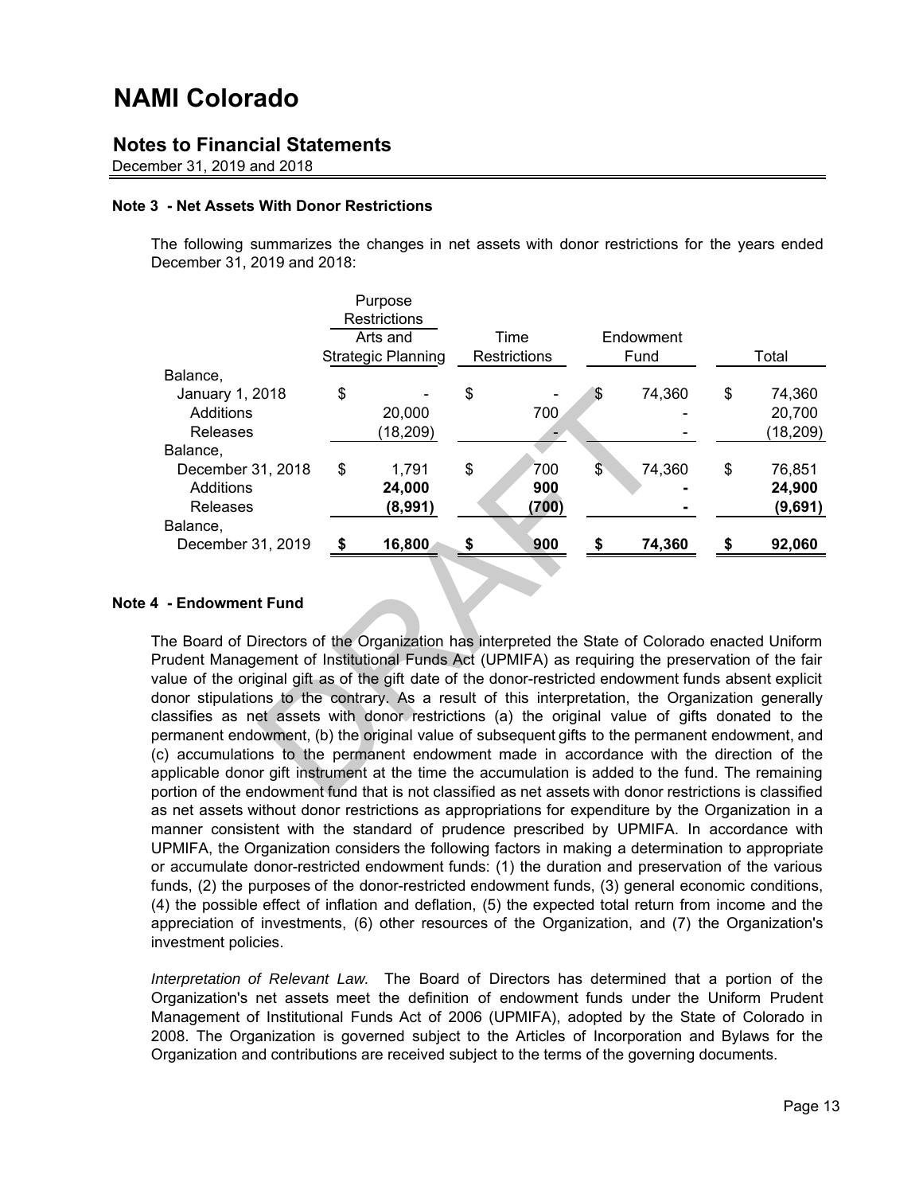# NAMI Colorado

## Notes to Financial Statements

December 31, 2019 and 2018

### Note 3 - Net Assets With Donor Restrictions

The following summarizes the changes in net assets with donor restrictions for the years ended December 31, 2019 and 2018:

| | Purpose Restrictions | | | |
|---|---|---|---|---|
| | Arts and Strategic Planning | Time Restrictions | Endowment Fund | Total |
| Balance, | | | | |
| January 1, 2018 | $ - | $ - | $ 74,360 | $ 74,360 |
| Additions | 20,000 | 700 | - | 20,700 |
| Releases | (18,209) | - | - | (18,209) |
| Balance, | | | | |
| December 31, 2018 | $ 1,791 | $ 700 | $ 74,360 | $ 76,851 |
| Additions | **24,000** | **900** | **-** | **24,900** |
| Releases | **(8,991)** | **(700)** | **-** | **(9,691)** |
| Balance, | | | | |
| December 31, 2019 | **$ 16,800** | **$ 900** | **$ 74,360** | **$ 92,060** |

### Note 4 - Endowment Fund

The Board of Directors of the Organization has interpreted the State of Colorado enacted Uniform Prudent Management of Institutional Funds Act (UPMIFA) as requiring the preservation of the fair value of the original gift as of the gift date of the donor-restricted endowment funds absent explicit donor stipulations to the contrary. As a result of this interpretation, the Organization generally classifies as net assets with donor restrictions (a) the original value of gifts donated to the permanent endowment, (b) the original value of subsequent gifts to the permanent endowment, and (c) accumulations to the permanent endowment made in accordance with the direction of the applicable donor gift instrument at the time the accumulation is added to the fund. The remaining portion of the endowment fund that is not classified as net assets with donor restrictions is classified as net assets without donor restrictions as appropriations for expenditure by the Organization in a manner consistent with the standard of prudence prescribed by UPMIFA. In accordance with UPMIFA, the Organization considers the following factors in making a determination to appropriate or accumulate donor-restricted endowment funds: (1) the duration and preservation of the various funds, (2) the purposes of the donor-restricted endowment funds, (3) general economic conditions, (4) the possible effect of inflation and deflation, (5) the expected total return from income and the appreciation of investments, (6) other resources of the Organization, and (7) the Organization's investment policies.

*Interpretation of Relevant Law.* The Board of Directors has determined that a portion of the Organization's net assets meet the definition of endowment funds under the Uniform Prudent Management of Institutional Funds Act of 2006 (UPMIFA), adopted by the State of Colorado in 2008. The Organization is governed subject to the Articles of Incorporation and Bylaws for the Organization and contributions are received subject to the terms of the governing documents.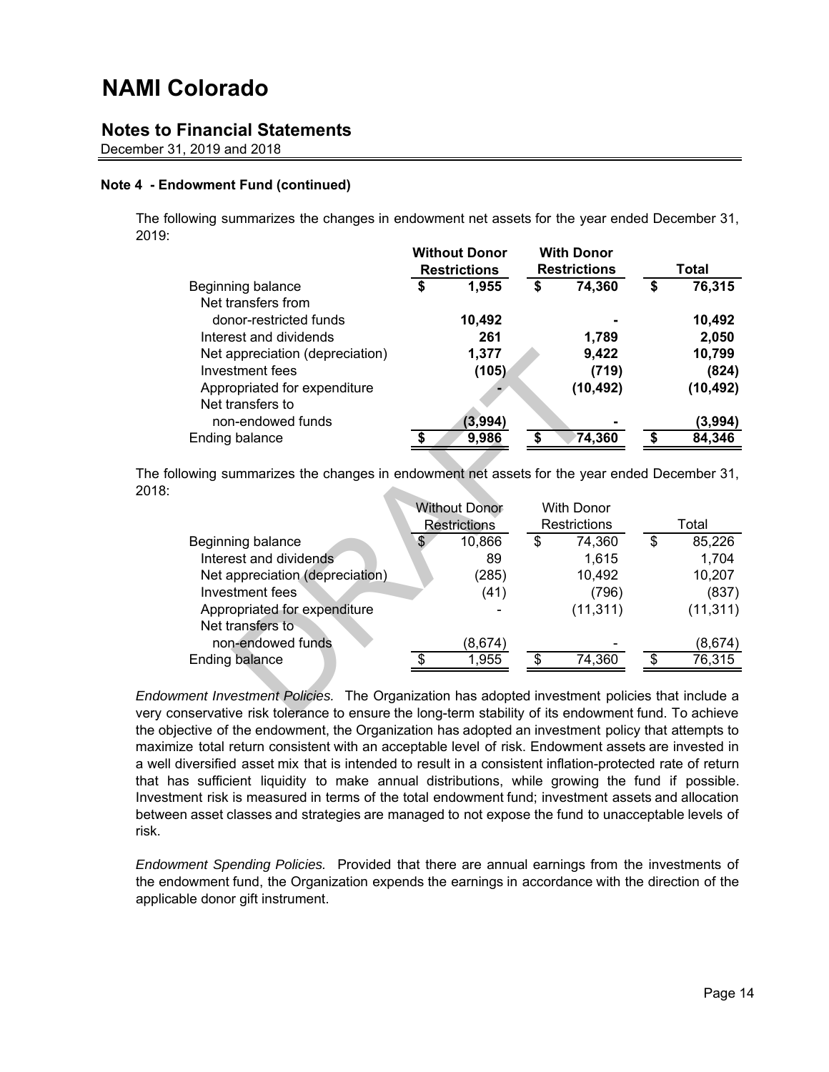# NAMI Colorado

## Notes to Financial Statements

December 31, 2019 and 2018

**Note 4 - Endowment Fund (continued)**

The following summarizes the changes in endowment net assets for the year ended December 31, 2019:

| | Without Donor Restrictions | With Donor Restrictions | Total |
|---|---|---|---|
| Beginning balance | $ 1,955 | $ 74,360 | $ 76,315 |
| Net transfers from donor-restricted funds | 10,492 | - | 10,492 |
| Interest and dividends | 261 | 1,789 | 2,050 |
| Net appreciation (depreciation) | 1,377 | 9,422 | 10,799 |
| Investment fees | (105) | (719) | (824) |
| Appropriated for expenditure | - | (10,492) | (10,492) |
| Net transfers to non-endowed funds | (3,994) | - | (3,994) |
| Ending balance | $ 9,986 | $ 74,360 | $ 84,346 |

The following summarizes the changes in endowment net assets for the year ended December 31, 2018:

| | Without Donor Restrictions | With Donor Restrictions | Total |
|---|---|---|---|
| Beginning balance | $ 10,866 | $ 74,360 | $ 85,226 |
| Interest and dividends | 89 | 1,615 | 1,704 |
| Net appreciation (depreciation) | (285) | 10,492 | 10,207 |
| Investment fees | (41) | (796) | (837) |
| Appropriated for expenditure | - | (11,311) | (11,311) |
| Net transfers to non-endowed funds | (8,674) | - | (8,674) |
| Ending balance | $ 1,955 | $ 74,360 | $ 76,315 |

*Endowment Investment Policies.* The Organization has adopted investment policies that include a very conservative risk tolerance to ensure the long-term stability of its endowment fund. To achieve the objective of the endowment, the Organization has adopted an investment policy that attempts to maximize total return consistent with an acceptable level of risk. Endowment assets are invested in a well diversified asset mix that is intended to result in a consistent inflation-protected rate of return that has sufficient liquidity to make annual distributions, while growing the fund if possible. Investment risk is measured in terms of the total endowment fund; investment assets and allocation between asset classes and strategies are managed to not expose the fund to unacceptable levels of risk.

*Endowment Spending Policies.* Provided that there are annual earnings from the investments of the endowment fund, the Organization expends the earnings in accordance with the direction of the applicable donor gift instrument.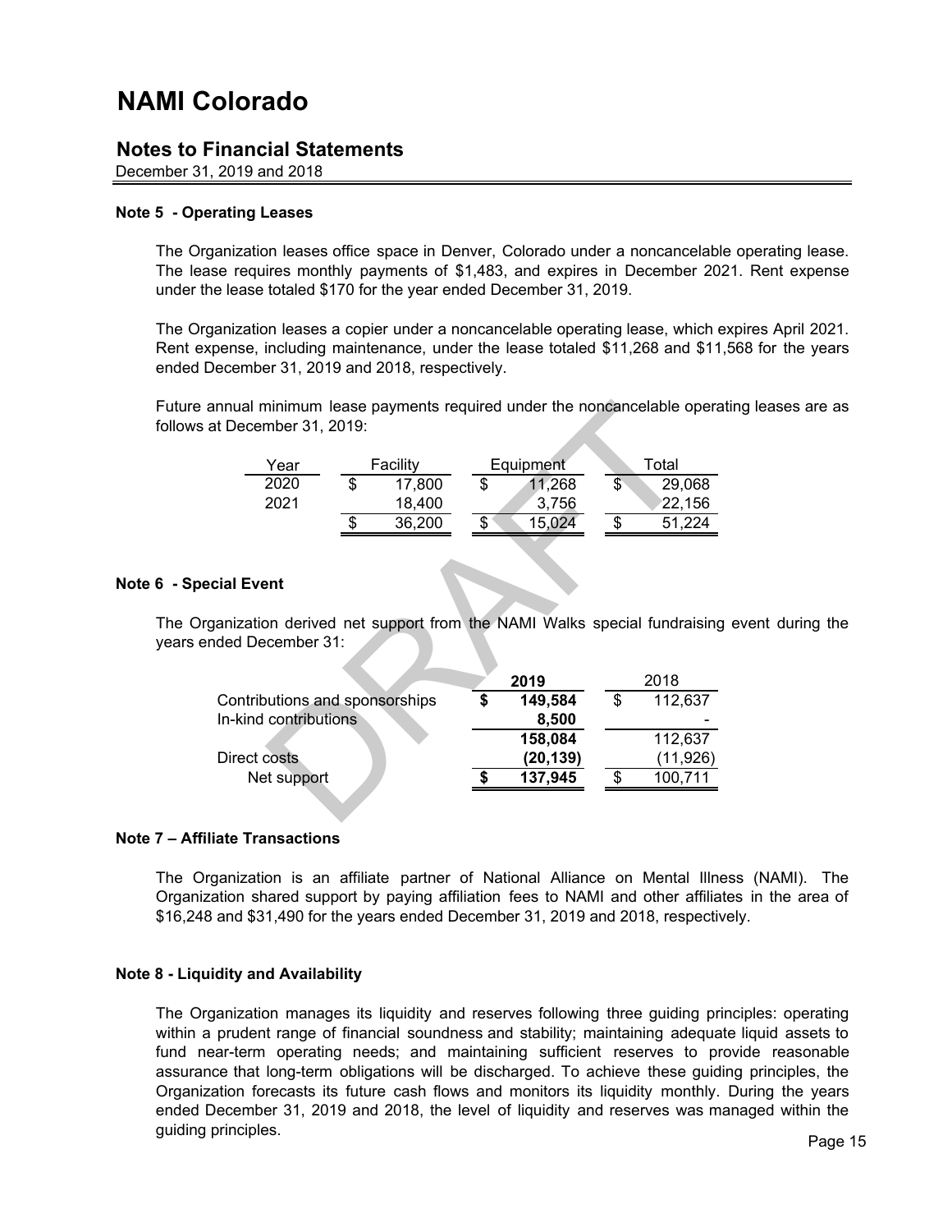# NAMI Colorado

## Notes to Financial Statements

December 31, 2019 and 2018

### Note 5 - Operating Leases

The Organization leases office space in Denver, Colorado under a noncancelable operating lease. The lease requires monthly payments of $1,483, and expires in December 2021. Rent expense under the lease totaled $170 for the year ended December 31, 2019.

The Organization leases a copier under a noncancelable operating lease, which expires April 2021. Rent expense, including maintenance, under the lease totaled $11,268 and $11,568 for the years ended December 31, 2019 and 2018, respectively.

Future annual minimum lease payments required under the noncancelable operating leases are as follows at December 31, 2019:

| Year | Facility | Equipment | Total |
|---|---|---|---|
| 2020 | $ 17,800 | $ 11,268 | $ 29,068 |
| 2021 | 18,400 | 3,756 | 22,156 |
| | $ 36,200 | $ 15,024 | $ 51,224 |

### Note 6 - Special Event

The Organization derived net support from the NAMI Walks special fundraising event during the years ended December 31:

| | **2019** | 2018 |
|---|---|---|
| Contributions and sponsorships | **$ 149,584** | $ 112,637 |
| In-kind contributions | **8,500** | - |
| | **158,084** | 112,637 |
| Direct costs | **(20,139)** | (11,926) |
| Net support | **$ 137,945** | $ 100,711 |

### Note 7 – Affiliate Transactions

The Organization is an affiliate partner of National Alliance on Mental Illness (NAMI). The Organization shared support by paying affiliation fees to NAMI and other affiliates in the area of $16,248 and $31,490 for the years ended December 31, 2019 and 2018, respectively.

### Note 8 - Liquidity and Availability

The Organization manages its liquidity and reserves following three guiding principles: operating within a prudent range of financial soundness and stability; maintaining adequate liquid assets to fund near-term operating needs; and maintaining sufficient reserves to provide reasonable assurance that long-term obligations will be discharged. To achieve these guiding principles, the Organization forecasts its future cash flows and monitors its liquidity monthly. During the years ended December 31, 2019 and 2018, the level of liquidity and reserves was managed within the guiding principles.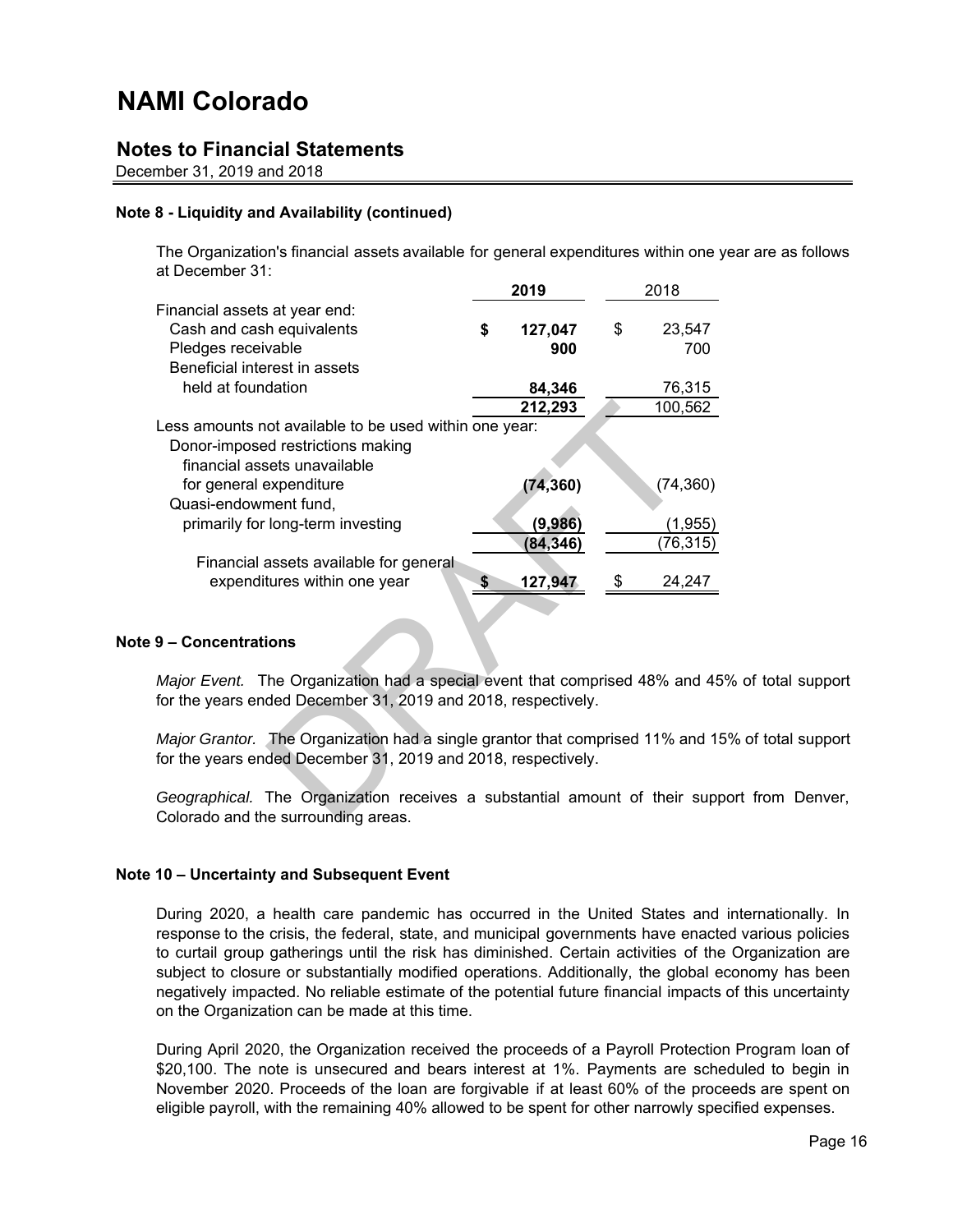# NAMI Colorado

## Notes to Financial Statements

December 31, 2019 and 2018

**Note 8 - Liquidity and Availability (continued)**

The Organization's financial assets available for general expenditures within one year are as follows at December 31:

| | 2019 | 2018 |
|---|---|---|
| Financial assets at year end: | | |
| Cash and cash equivalents | **$ 127,047** | $ 23,547 |
| Pledges receivable | **900** | 700 |
| Beneficial interest in assets held at foundation | **84,346** | 76,315 |
| | **212,293** | 100,562 |
| Less amounts not available to be used within one year: | | |
| Donor-imposed restrictions making financial assets unavailable for general expenditure | **(74,360)** | (74,360) |
| Quasi-endowment fund, primarily for long-term investing | **(9,986)** | (1,955) |
| | **(84,346)** | (76,315) |
| Financial assets available for general expenditures within one year | **$ 127,947** | $ 24,247 |

**Note 9 – Concentrations**

*Major Event.* The Organization had a special event that comprised 48% and 45% of total support for the years ended December 31, 2019 and 2018, respectively.

*Major Grantor.* The Organization had a single grantor that comprised 11% and 15% of total support for the years ended December 31, 2019 and 2018, respectively.

*Geographical.* The Organization receives a substantial amount of their support from Denver, Colorado and the surrounding areas.

**Note 10 – Uncertainty and Subsequent Event**

During 2020, a health care pandemic has occurred in the United States and internationally. In response to the crisis, the federal, state, and municipal governments have enacted various policies to curtail group gatherings until the risk has diminished. Certain activities of the Organization are subject to closure or substantially modified operations. Additionally, the global economy has been negatively impacted. No reliable estimate of the potential future financial impacts of this uncertainty on the Organization can be made at this time.

During April 2020, the Organization received the proceeds of a Payroll Protection Program loan of $20,100. The note is unsecured and bears interest at 1%. Payments are scheduled to begin in November 2020. Proceeds of the loan are forgivable if at least 60% of the proceeds are spent on eligible payroll, with the remaining 40% allowed to be spent for other narrowly specified expenses.